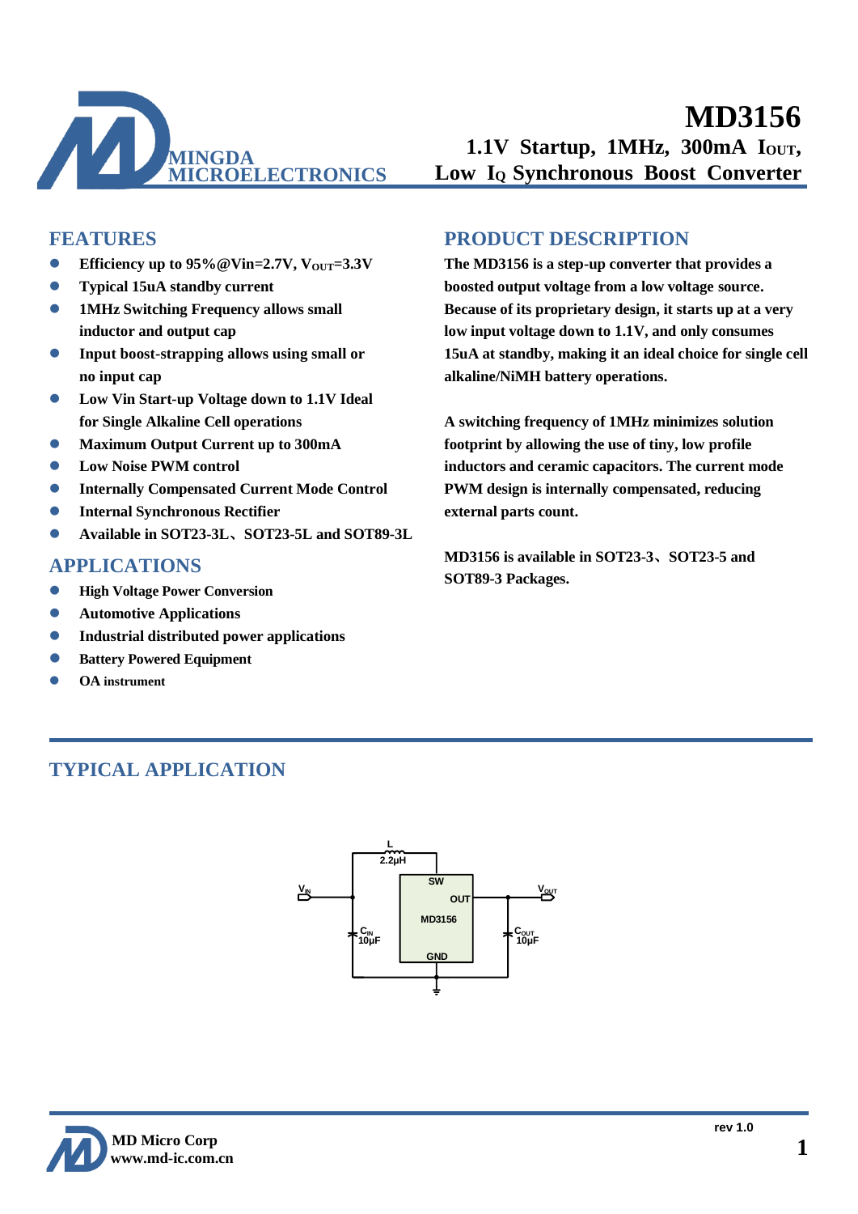MINGDA MICROELECTRONICS

# MD3156

## 1.1V Startup, 1MHz, 300mA $I_{OUT}$, Low $I_Q$ Synchronous Boost Converter

## FEATURES

- **Efficiency up to 95%@Vin=2.7V, $V_{OUT}$=3.3V**
- **Typical 15uA standby current**
- **1MHz Switching Frequency allows small inductor and output cap**
- **Input boost-strapping allows using small or no input cap**
- **Low Vin Start-up Voltage down to 1.1V Ideal for Single Alkaline Cell operations**
- **Maximum Output Current up to 300mA**
- **Low Noise PWM control**
- **Internally Compensated Current Mode Control**
- **Internal Synchronous Rectifier**
- **Available in SOT23-3L、SOT23-5L and SOT89-3L**

## APPLICATIONS

- **High Voltage Power Conversion**
- **Automotive Applications**
- **Industrial distributed power applications**
- **Battery Powered Equipment**
- **OA instrument**

## PRODUCT DESCRIPTION

**The MD3156 is a step-up converter that provides a boosted output voltage from a low voltage source. Because of its proprietary design, it starts up at a very low input voltage down to 1.1V, and only consumes 15uA at standby, making it an ideal choice for single cell alkaline/NiMH battery operations.**

**A switching frequency of 1MHz minimizes solution footprint by allowing the use of tiny, low profile inductors and ceramic capacitors. The current mode PWM design is internally compensated, reducing external parts count.**

**MD3156 is available in SOT23-3、SOT23-5 and SOT89-3 Packages.**

## TYPICAL APPLICATION

L 2.2μH; SW; OUT; MD3156; GND; $V_{IN}$; $V_{OUT}$; $C_{IN}$ 10μF; $C_{OUT}$ 10μF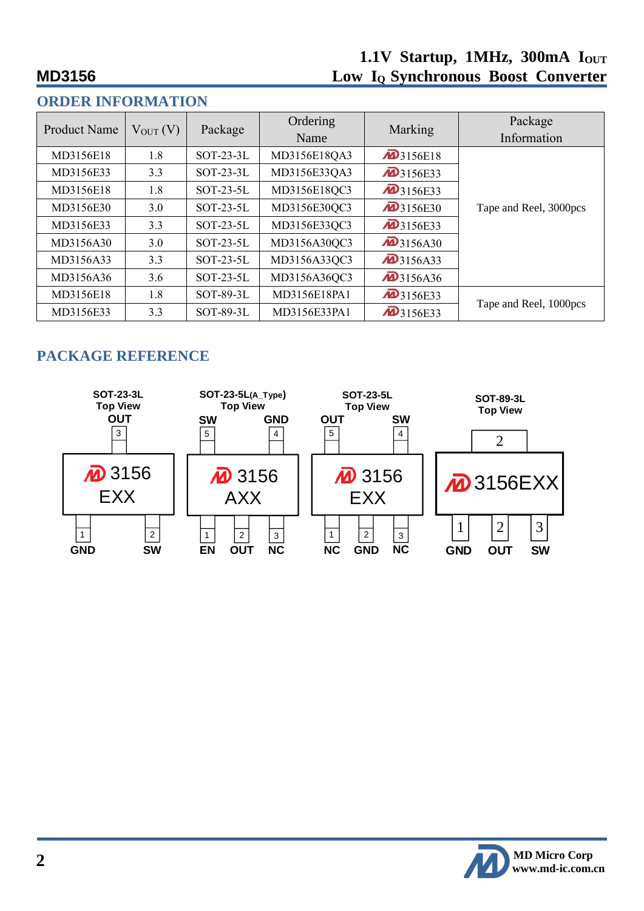## ORDER INFORMATION

| Product Name | $V_{OUT}$ (V) | Package | Ordering Name | Marking | Package Information |
|---|---|---|---|---|---|
| MD3156E18 | 1.8 | SOT-23-3L | MD3156E18QA3 | 3156E18 | Tape and Reel, 3000pcs |
| MD3156E33 | 3.3 | SOT-23-3L | MD3156E33QA3 | 3156E33 | |
| MD3156E18 | 1.8 | SOT-23-5L | MD3156E18QC3 | 3156E33 | |
| MD3156E30 | 3.0 | SOT-23-5L | MD3156E30QC3 | 3156E30 | |
| MD3156E33 | 3.3 | SOT-23-5L | MD3156E33QC3 | 3156E33 | |
| MD3156A30 | 3.0 | SOT-23-5L | MD3156A30QC3 | 3156A30 | |
| MD3156A33 | 3.3 | SOT-23-5L | MD3156A33QC3 | 3156A33 | |
| MD3156A36 | 3.6 | SOT-23-5L | MD3156A36QC3 | 3156A36 | |
| MD3156E18 | 1.8 | SOT-89-3L | MD3156E18PA1 | 3156E33 | Tape and Reel, 1000pcs |
| MD3156E33 | 3.3 | SOT-89-3L | MD3156E33PA1 | 3156E33 | |

## PACKAGE REFERENCE

**SOT-23-3L Top View**
- Pin 3: OUT
- Marking: 3156 EXX
- Pin 1: GND
- Pin 2: SW

**SOT-23-5L(A_Type) Top View**
- Pin 5: SW
- Pin 4: GND
- Marking: 3156 AXX
- Pin 1: EN
- Pin 2: OUT
- Pin 3: NC

**SOT-23-5L Top View**
- Pin 5: OUT
- Pin 4: SW
- Marking: 3156 EXX
- Pin 1: NC
- Pin 2: GND
- Pin 3: NC

**SOT-89-3L Top View**
- Tab: 2
- Marking: 3156EXX
- Pin 1: GND
- Pin 2: OUT
- Pin 3: SW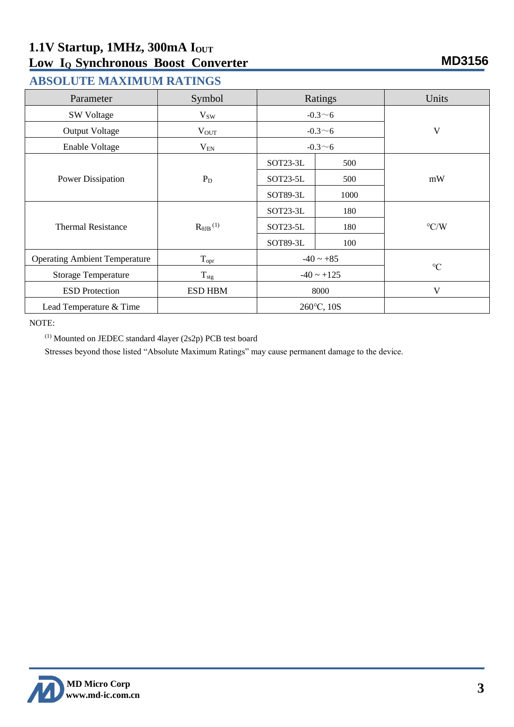## ABSOLUTE MAXIMUM RATINGS

| Parameter | Symbol | Ratings | | Units |
|---|---|---|---|---|
| SW Voltage | $V_{SW}$ | -0.3～6 | | V |
| Output Voltage | $V_{OUT}$ | -0.3～6 | | V |
| Enable Voltage | $V_{EN}$ | -0.3～6 | | V |
| Power Dissipation | $P_D$ | SOT23-3L | 500 | mW |
| | | SOT23-5L | 500 | |
| | | SOT89-3L | 1000 | |
| Thermal Resistance | $R_{\theta JB}$ [(1)] | SOT23-3L | 180 | ℃/W |
| | | SOT23-5L | 180 | |
| | | SOT89-3L | 100 | |
| Operating Ambient Temperature | $T_{opr}$ | -40 ~ +85 | | ℃ |
| Storage Temperature | $T_{stg}$ | -40 ~ +125 | | ℃ |
| ESD Protection | ESD HBM | 8000 | | V |
| Lead Temperature & Time | | 260℃, 10S | | |

NOTE:

[(1)] Mounted on JEDEC standard 4layer (2s2p) PCB test board

Stresses beyond those listed "Absolute Maximum Ratings" may cause permanent damage to the device.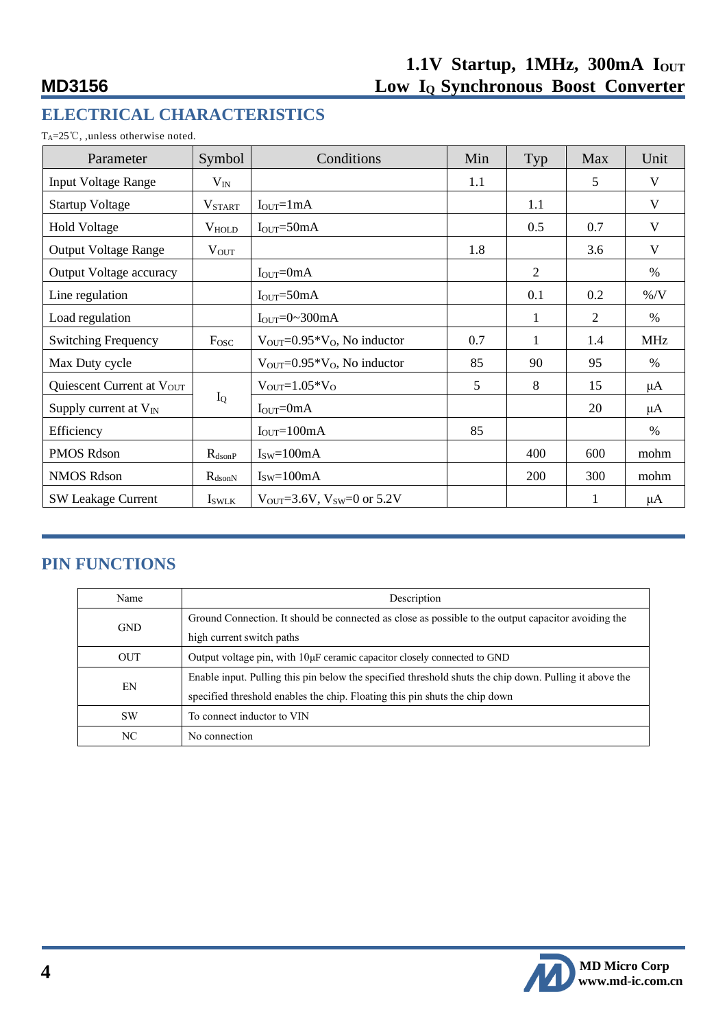## ELECTRICAL CHARACTERISTICS

$T_A$=25℃, ,unless otherwise noted.

| Parameter | Symbol | Conditions | Min | Typ | Max | Unit |
|---|---|---|---|---|---|---|
| Input Voltage Range | $V_{IN}$ | | 1.1 | | 5 | V |
| Startup Voltage | $V_{START}$ | $I_{OUT}$=1mA | | 1.1 | | V |
| Hold Voltage | $V_{HOLD}$ | $I_{OUT}$=50mA | | 0.5 | 0.7 | V |
| Output Voltage Range | $V_{OUT}$ | | 1.8 | | 3.6 | V |
| Output Voltage accuracy | | $I_{OUT}$=0mA | | 2 | | % |
| Line regulation | | $I_{OUT}$=50mA | | 0.1 | 0.2 | %/V |
| Load regulation | | $I_{OUT}$=0~300mA | | 1 | 2 | % |
| Switching Frequency | $F_{OSC}$ | $V_{OUT}$=0.95*$V_O$, No inductor | 0.7 | 1 | 1.4 | MHz |
| Max Duty cycle | | $V_{OUT}$=0.95*$V_O$, No inductor | 85 | 90 | 95 | % |
| Quiescent Current at $V_{OUT}$ | $I_Q$ | $V_{OUT}$=1.05*$V_O$ | 5 | 8 | 15 | μA |
| Supply current at $V_{IN}$ | | $I_{OUT}$=0mA | | | 20 | μA |
| Efficiency | | $I_{OUT}$=100mA | 85 | | | % |
| PMOS Rdson | $R_{dsonP}$ | $I_{SW}$=100mA | | 400 | 600 | mohm |
| NMOS Rdson | $R_{dsonN}$ | $I_{SW}$=100mA | | 200 | 300 | mohm |
| SW Leakage Current | $I_{SWLK}$ | $V_{OUT}$=3.6V, $V_{SW}$=0 or 5.2V | | | 1 | μA |

## PIN FUNCTIONS

| Name | Description |
|---|---|
| GND | Ground Connection. It should be connected as close as possible to the output capacitor avoiding the high current switch paths |
| OUT | Output voltage pin, with 10μF ceramic capacitor closely connected to GND |
| EN | Enable input. Pulling this pin below the specified threshold shuts the chip down. Pulling it above the specified threshold enables the chip. Floating this pin shuts the chip down |
| SW | To connect inductor to VIN |
| NC | No connection |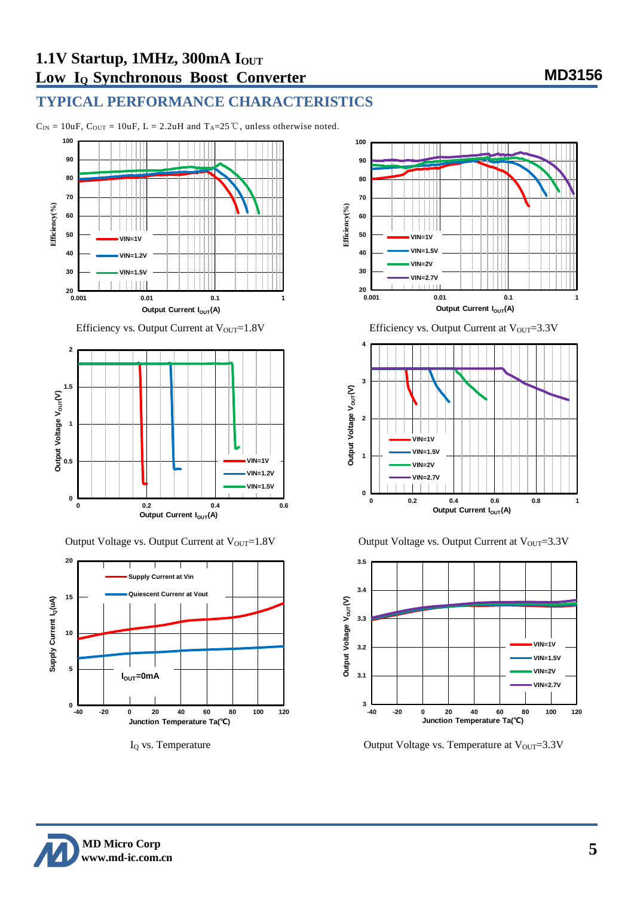## TYPICAL PERFORMANCE CHARACTERISTICS

$C_{IN}$ = 10uF, $C_{OUT}$ = 10uF, L = 2.2uH and $T_A$=25℃, unless otherwise noted.

Efficiency vs. Output Current at $V_{OUT}$=1.8V

Efficiency vs. Output Current at $V_{OUT}$=3.3V

Output Voltage vs. Output Current at $V_{OUT}$=1.8V

Output Voltage vs. Output Current at $V_{OUT}$=3.3V

$I_Q$ vs. Temperature

Output Voltage vs. Temperature at $V_{OUT}$=3.3V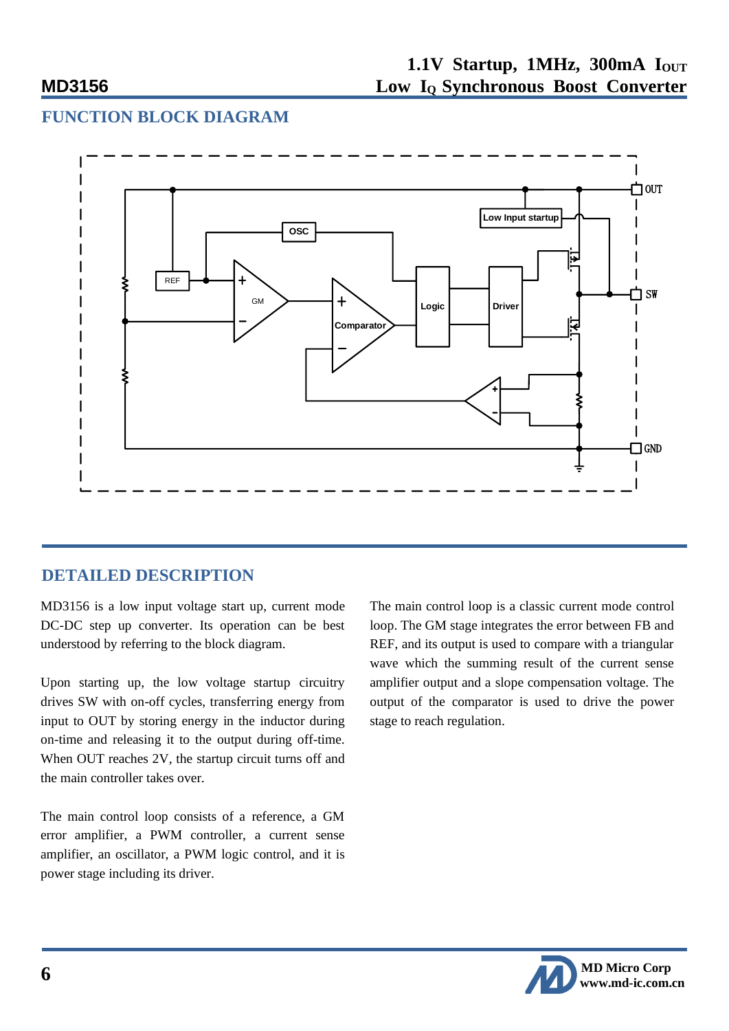## FUNCTION BLOCK DIAGRAM

## DETAILED DESCRIPTION

MD3156 is a low input voltage start up, current mode DC-DC step up converter. Its operation can be best understood by referring to the block diagram.

Upon starting up, the low voltage startup circuitry drives SW with on-off cycles, transferring energy from input to OUT by storing energy in the inductor during on-time and releasing it to the output during off-time. When OUT reaches 2V, the startup circuit turns off and the main controller takes over.

The main control loop consists of a reference, a GM error amplifier, a PWM controller, a current sense amplifier, an oscillator, a PWM logic control, and it is power stage including its driver.

The main control loop is a classic current mode control loop. The GM stage integrates the error between FB and REF, and its output is used to compare with a triangular wave which the summing result of the current sense amplifier output and a slope compensation voltage. The output of the comparator is used to drive the power stage to reach regulation.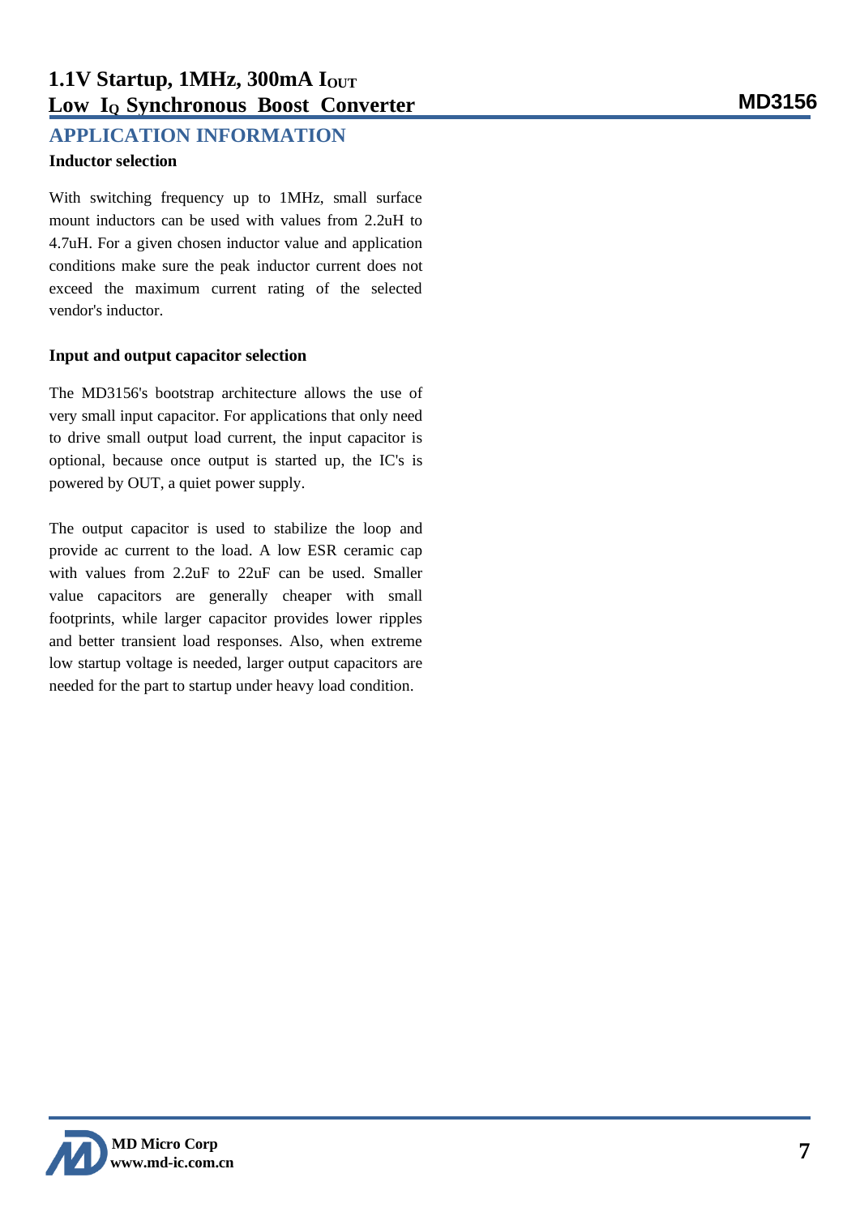## APPLICATION INFORMATION

### Inductor selection

With switching frequency up to 1MHz, small surface mount inductors can be used with values from 2.2uH to 4.7uH. For a given chosen inductor value and application conditions make sure the peak inductor current does not exceed the maximum current rating of the selected vendor's inductor.

### Input and output capacitor selection

The MD3156's bootstrap architecture allows the use of very small input capacitor. For applications that only need to drive small output load current, the input capacitor is optional, because once output is started up, the IC's is powered by OUT, a quiet power supply.

The output capacitor is used to stabilize the loop and provide ac current to the load. A low ESR ceramic cap with values from 2.2uF to 22uF can be used. Smaller value capacitors are generally cheaper with small footprints, while larger capacitor provides lower ripples and better transient load responses. Also, when extreme low startup voltage is needed, larger output capacitors are needed for the part to startup under heavy load condition.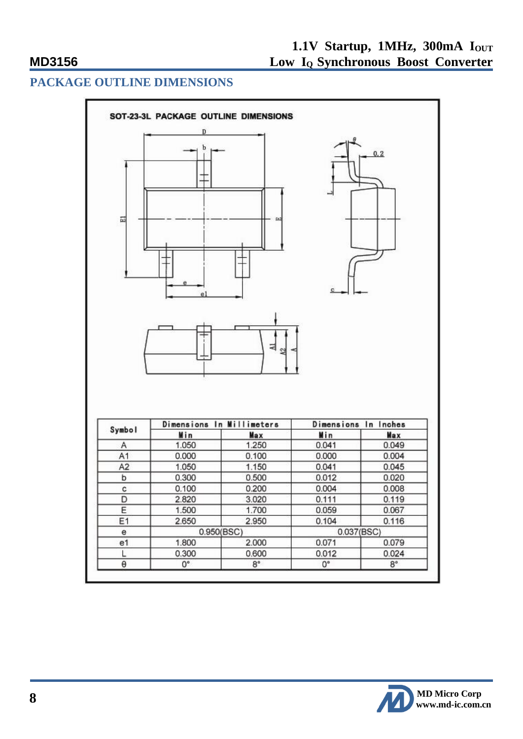## PACKAGE OUTLINE DIMENSIONS

SOT-23-3L PACKAGE OUTLINE DIMENSIONS

| Symbol | Dimensions In Millimeters | | Dimensions In Inches | |
|---|---|---|---|---|
| | Min | Max | Min | Max |
| A | 1.050 | 1.250 | 0.041 | 0.049 |
| A1 | 0.000 | 0.100 | 0.000 | 0.004 |
| A2 | 1.050 | 1.150 | 0.041 | 0.045 |
| b | 0.300 | 0.500 | 0.012 | 0.020 |
| c | 0.100 | 0.200 | 0.004 | 0.008 |
| D | 2.820 | 3.020 | 0.111 | 0.119 |
| E | 1.500 | 1.700 | 0.059 | 0.067 |
| E1 | 2.650 | 2.950 | 0.104 | 0.116 |
| e | 0.950(BSC) | | 0.037(BSC) | |
| e1 | 1.800 | 2.000 | 0.071 | 0.079 |
| L | 0.300 | 0.600 | 0.012 | 0.024 |
| θ | 0° | 8° | 0° | 8° |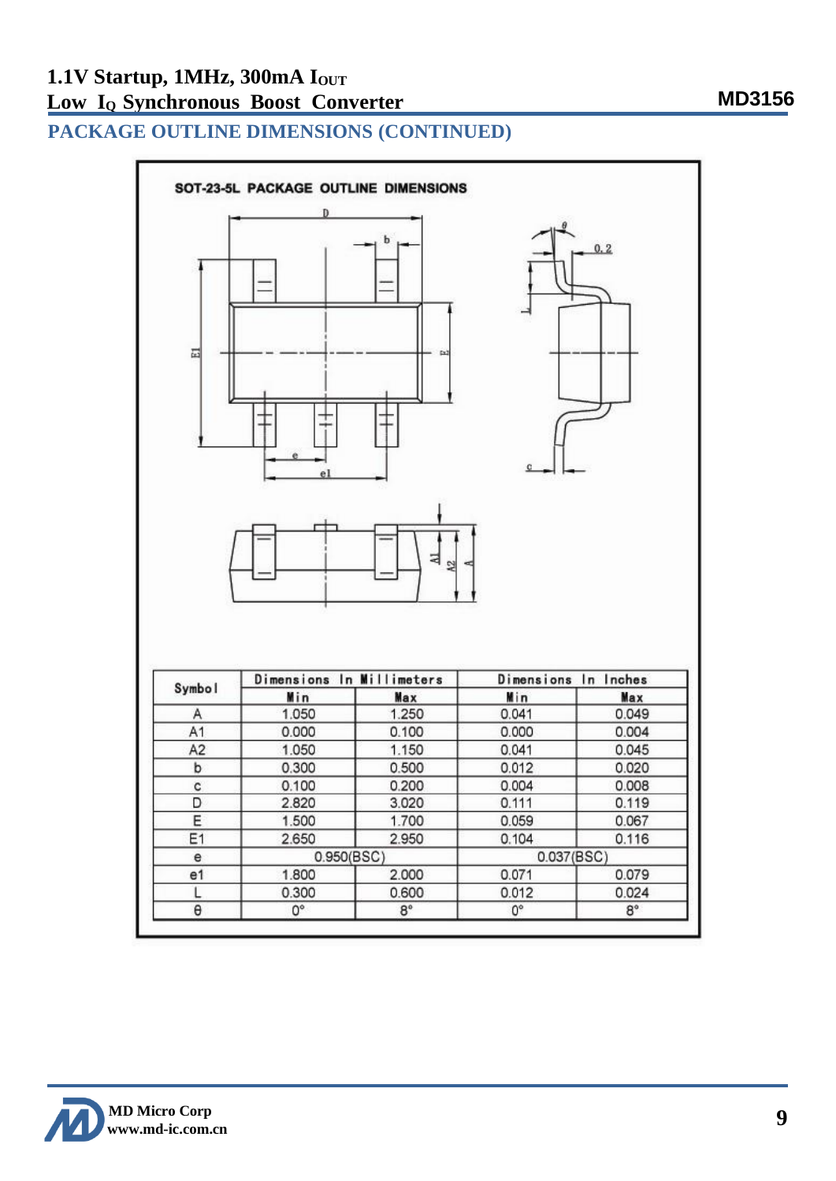## PACKAGE OUTLINE DIMENSIONS (CONTINUED)

**SOT-23-5L PACKAGE OUTLINE DIMENSIONS**

| Symbol | Dimensions In Millimeters | | Dimensions In Inches | |
|---|---|---|---|---|
| | Min | Max | Min | Max |
| A | 1.050 | 1.250 | 0.041 | 0.049 |
| A1 | 0.000 | 0.100 | 0.000 | 0.004 |
| A2 | 1.050 | 1.150 | 0.041 | 0.045 |
| b | 0.300 | 0.500 | 0.012 | 0.020 |
| c | 0.100 | 0.200 | 0.004 | 0.008 |
| D | 2.820 | 3.020 | 0.111 | 0.119 |
| E | 1.500 | 1.700 | 0.059 | 0.067 |
| E1 | 2.650 | 2.950 | 0.104 | 0.116 |
| e | 0.950(BSC) | | 0.037(BSC) | |
| e1 | 1.800 | 2.000 | 0.071 | 0.079 |
| L | 0.300 | 0.600 | 0.012 | 0.024 |
| θ | 0° | 8° | 0° | 8° |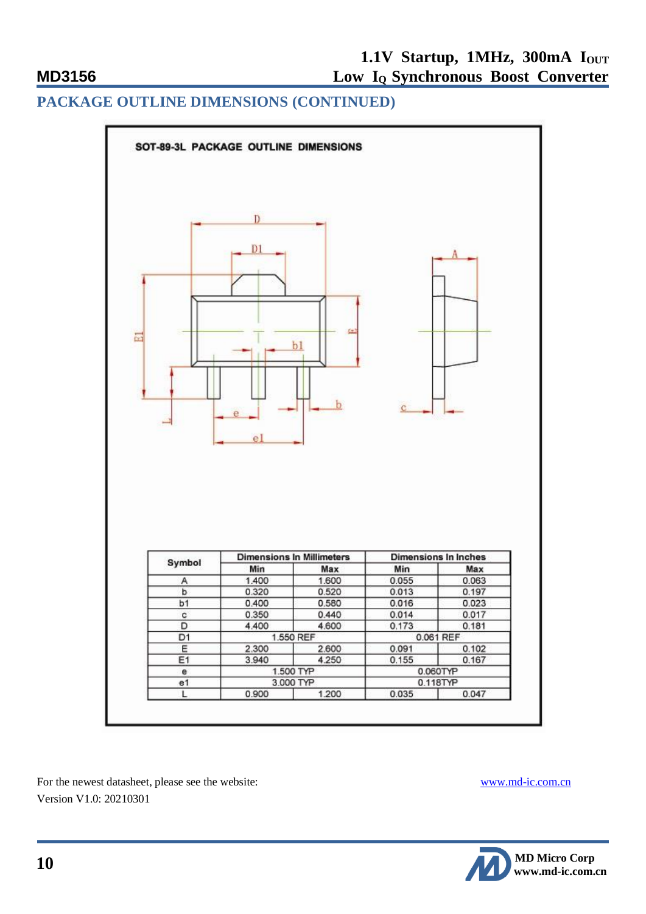## PACKAGE OUTLINE DIMENSIONS (CONTINUED)

**SOT-89-3L PACKAGE OUTLINE DIMENSIONS**

D
D1
A
E1
E
b1
L
e
b
c
e1

| Symbol | Dimensions In Millimeters | | Dimensions In Inches | |
|---|---|---|---|---|
| | Min | Max | Min | Max |
| A | 1.400 | 1.600 | 0.055 | 0.063 |
| b | 0.320 | 0.520 | 0.013 | 0.197 |
| b1 | 0.400 | 0.580 | 0.016 | 0.023 |
| c | 0.350 | 0.440 | 0.014 | 0.017 |
| D | 4.400 | 4.600 | 0.173 | 0.181 |
| D1 | 1.550 REF | | 0.061 REF | |
| E | 2.300 | 2.600 | 0.091 | 0.102 |
| E1 | 3.940 | 4.250 | 0.155 | 0.167 |
| e | 1.500 TYP | | 0.060TYP | |
| e1 | 3.000 TYP | | 0.118TYP | |
| L | 0.900 | 1.200 | 0.035 | 0.047 |

For the newest datasheet, please see the website: www.md-ic.com.cn

Version V1.0: 20210301